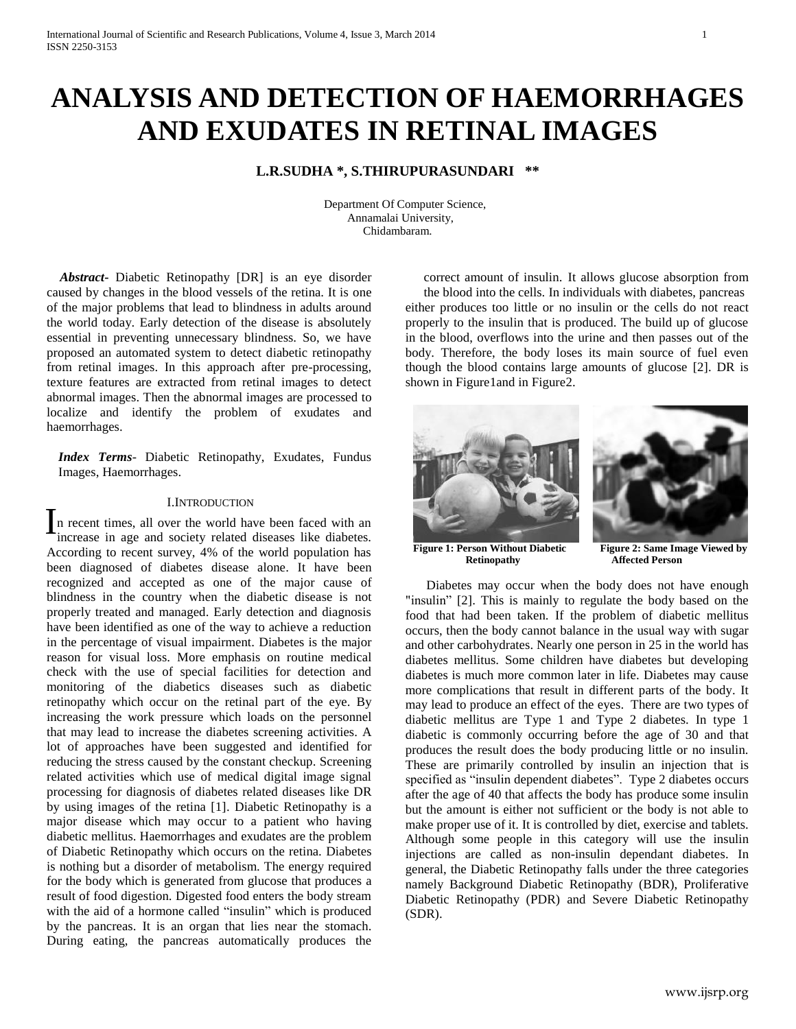# ANALYSIS AND DETECTION OF HAEMORRHAGES AND EXUDATES IN RETINAL IMAGES

**L.R.SUDHA \*, S.THIRUPURASUNDARI \*\***

Department Of Computer Science,
Annamalai University,
Chidambaram.

***Abstract-*** Diabetic Retinopathy [DR] is an eye disorder caused by changes in the blood vessels of the retina. It is one of the major problems that lead to blindness in adults around the world today. Early detection of the disease is absolutely essential in preventing unnecessary blindness. So, we have proposed an automated system to detect diabetic retinopathy from retinal images. In this approach after pre-processing, texture features are extracted from retinal images to detect abnormal images. Then the abnormal images are processed to localize and identify the problem of exudates and haemorrhages.

***Index Terms-*** Diabetic Retinopathy, Exudates, Fundus Images, Haemorrhages.

## I. INTRODUCTION

In recent times, all over the world have been faced with an increase in age and society related diseases like diabetes. According to recent survey, 4% of the world population has been diagnosed of diabetes disease alone. It have been recognized and accepted as one of the major cause of blindness in the country when the diabetic disease is not properly treated and managed. Early detection and diagnosis have been identified as one of the way to achieve a reduction in the percentage of visual impairment. Diabetes is the major reason for visual loss. More emphasis on routine medical check with the use of special facilities for detection and monitoring of the diabetics diseases such as diabetic retinopathy which occur on the retinal part of the eye. By increasing the work pressure which loads on the personnel that may lead to increase the diabetes screening activities. A lot of approaches have been suggested and identified for reducing the stress caused by the constant checkup. Screening related activities which use of medical digital image signal processing for diagnosis of diabetes related diseases like DR by using images of the retina [1]. Diabetic Retinopathy is a major disease which may occur to a patient who having diabetic mellitus. Haemorrhages and exudates are the problem of Diabetic Retinopathy which occurs on the retina. Diabetes is nothing but a disorder of metabolism. The energy required for the body which is generated from glucose that produces a result of food digestion. Digested food enters the body stream with the aid of a hormone called "insulin" which is produced by the pancreas. It is an organ that lies near the stomach. During eating, the pancreas automatically produces the correct amount of insulin. It allows glucose absorption from the blood into the cells. In individuals with diabetes, pancreas either produces too little or no insulin or the cells do not react properly to the insulin that is produced. The build up of glucose in the blood, overflows into the urine and then passes out of the body. Therefore, the body loses its main source of fuel even though the blood contains large amounts of glucose [2]. DR is shown in Figure1and in Figure2.

**Figure 1: Person Without Diabetic Retinopathy**

**Figure 2: Same Image Viewed by Affected Person**

Diabetes may occur when the body does not have enough "insulin" [2]. This is mainly to regulate the body based on the food that had been taken. If the problem of diabetic mellitus occurs, then the body cannot balance in the usual way with sugar and other carbohydrates. Nearly one person in 25 in the world has diabetes mellitus. Some children have diabetes but developing diabetes is much more common later in life. Diabetes may cause more complications that result in different parts of the body. It may lead to produce an effect of the eyes. There are two types of diabetic mellitus are Type 1 and Type 2 diabetes. In type 1 diabetic is commonly occurring before the age of 30 and that produces the result does the body producing little or no insulin. These are primarily controlled by insulin an injection that is specified as "insulin dependent diabetes". Type 2 diabetes occurs after the age of 40 that affects the body has produce some insulin but the amount is either not sufficient or the body is not able to make proper use of it. It is controlled by diet, exercise and tablets. Although some people in this category will use the insulin injections are called as non-insulin dependant diabetes. In general, the Diabetic Retinopathy falls under the three categories namely Background Diabetic Retinopathy (BDR), Proliferative Diabetic Retinopathy (PDR) and Severe Diabetic Retinopathy (SDR).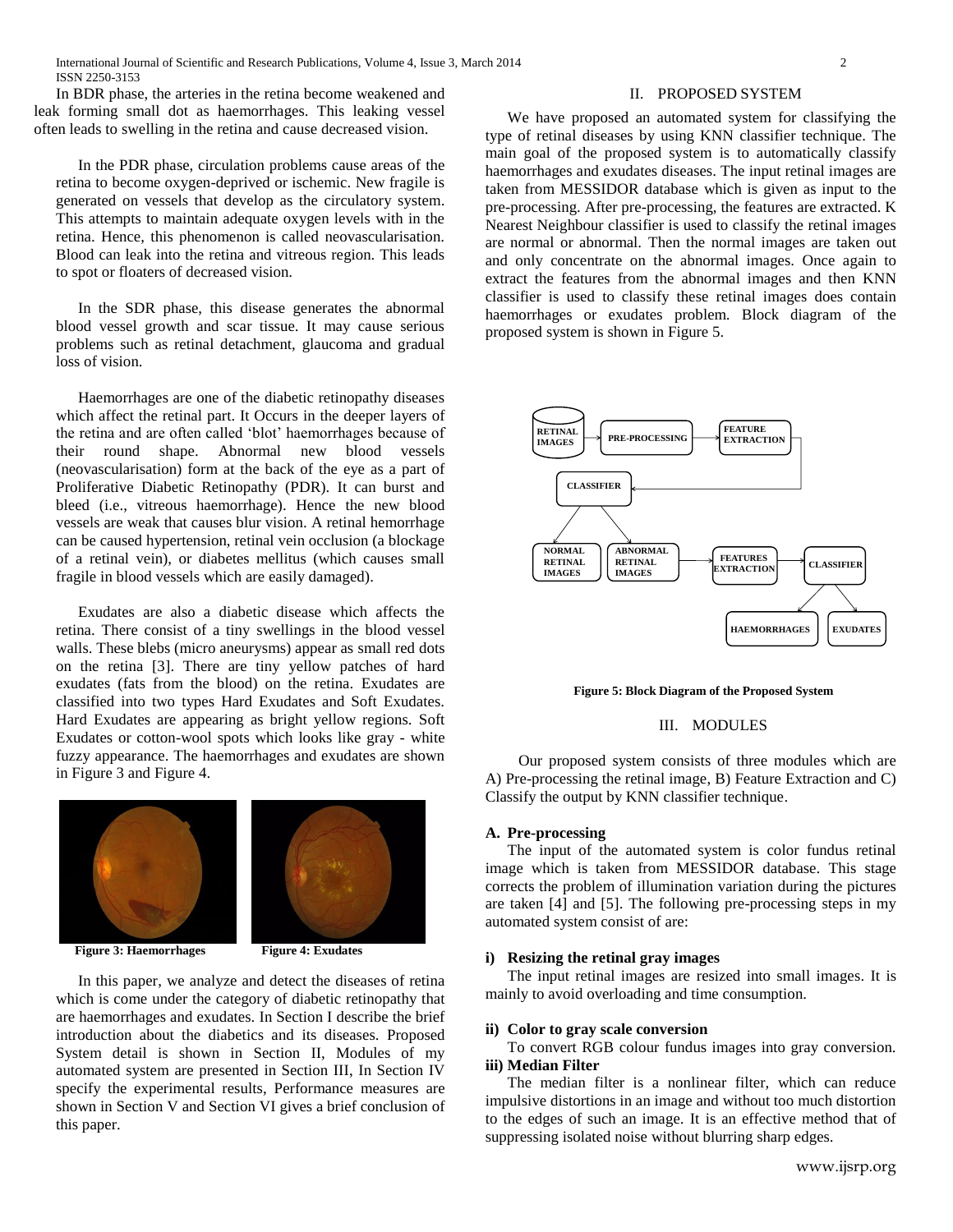In BDR phase, the arteries in the retina become weakened and leak forming small dot as haemorrhages. This leaking vessel often leads to swelling in the retina and cause decreased vision.

In the PDR phase, circulation problems cause areas of the retina to become oxygen-deprived or ischemic. New fragile is generated on vessels that develop as the circulatory system. This attempts to maintain adequate oxygen levels with in the retina. Hence, this phenomenon is called neovascularisation. Blood can leak into the retina and vitreous region. This leads to spot or floaters of decreased vision.

In the SDR phase, this disease generates the abnormal blood vessel growth and scar tissue. It may cause serious problems such as retinal detachment, glaucoma and gradual loss of vision.

Haemorrhages are one of the diabetic retinopathy diseases which affect the retinal part. It Occurs in the deeper layers of the retina and are often called 'blot' haemorrhages because of their round shape. Abnormal new blood vessels (neovascularisation) form at the back of the eye as a part of Proliferative Diabetic Retinopathy (PDR). It can burst and bleed (i.e., vitreous haemorrhage). Hence the new blood vessels are weak that causes blur vision. A retinal hemorrhage can be caused hypertension, retinal vein occlusion (a blockage of a retinal vein), or diabetes mellitus (which causes small fragile in blood vessels which are easily damaged).

Exudates are also a diabetic disease which affects the retina. There consist of a tiny swellings in the blood vessel walls. These blebs (micro aneurysms) appear as small red dots on the retina [3]. There are tiny yellow patches of hard exudates (fats from the blood) on the retina. Exudates are classified into two types Hard Exudates and Soft Exudates. Hard Exudates are appearing as bright yellow regions. Soft Exudates or cotton-wool spots which looks like gray - white fuzzy appearance. The haemorrhages and exudates are shown in Figure 3 and Figure 4.

**Figure 3: Haemorrhages** **Figure 4: Exudates**

In this paper, we analyze and detect the diseases of retina which is come under the category of diabetic retinopathy that are haemorrhages and exudates. In Section I describe the brief introduction about the diabetics and its diseases. Proposed System detail is shown in Section II, Modules of my automated system are presented in Section III, In Section IV specify the experimental results, Performance measures are shown in Section V and Section VI gives a brief conclusion of this paper.

## II. PROPOSED SYSTEM

We have proposed an automated system for classifying the type of retinal diseases by using KNN classifier technique. The main goal of the proposed system is to automatically classify haemorrhages and exudates diseases. The input retinal images are taken from MESSIDOR database which is given as input to the pre-processing. After pre-processing, the features are extracted. K Nearest Neighbour classifier is used to classify the retinal images are normal or abnormal. Then the normal images are taken out and only concentrate on the abnormal images. Once again to extract the features from the abnormal images and then KNN classifier is used to classify these retinal images does contain haemorrhages or exudates problem. Block diagram of the proposed system is shown in Figure 5.

RETINAL IMAGES → PRE-PROCESSING → FEATURE EXTRACTION → CLASSIFIER → NORMAL RETINAL IMAGES / ABNORMAL RETINAL IMAGES → FEATURES EXTRACTION → CLASSIFIER → HAEMORRHAGES / EXUDATES

**Figure 5: Block Diagram of the Proposed System**

## III. MODULES

Our proposed system consists of three modules which are A) Pre-processing the retinal image, B) Feature Extraction and C) Classify the output by KNN classifier technique.

### A. Pre-processing

The input of the automated system is color fundus retinal image which is taken from MESSIDOR database. This stage corrects the problem of illumination variation during the pictures are taken [4] and [5]. The following pre-processing steps in my automated system consist of are:

#### i) Resizing the retinal gray images

The input retinal images are resized into small images. It is mainly to avoid overloading and time consumption.

#### ii) Color to gray scale conversion

To convert RGB colour fundus images into gray conversion.

#### iii) Median Filter

The median filter is a nonlinear filter, which can reduce impulsive distortions in an image and without too much distortion to the edges of such an image. It is an effective method that of suppressing isolated noise without blurring sharp edges.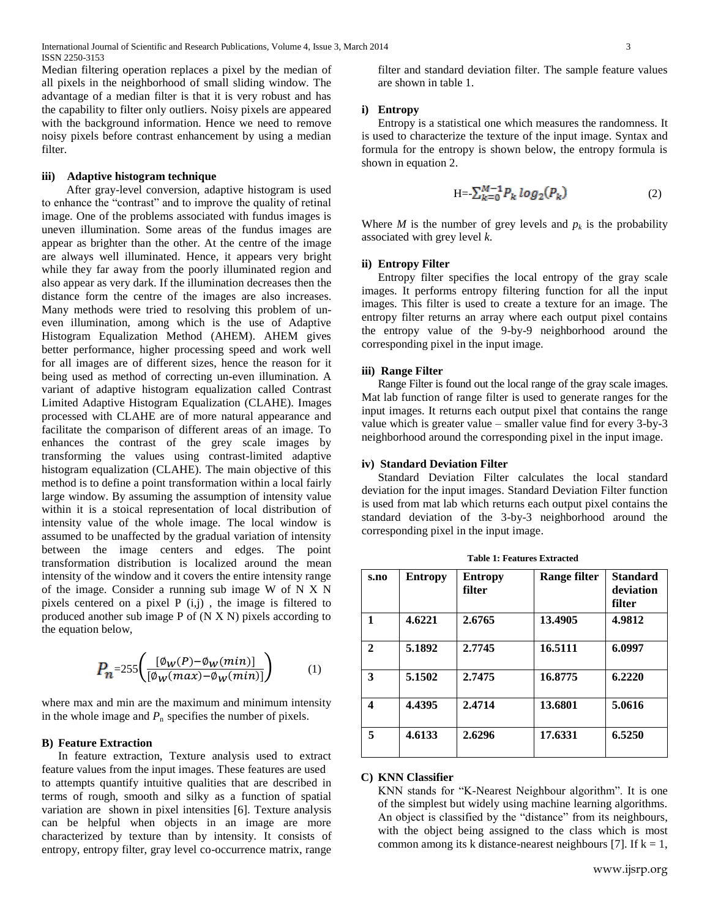Median filtering operation replaces a pixel by the median of all pixels in the neighborhood of small sliding window. The advantage of a median filter is that it is very robust and has the capability to filter only outliers. Noisy pixels are appeared with the background information. Hence we need to remove noisy pixels before contrast enhancement by using a median filter.

#### iii) Adaptive histogram technique

After gray-level conversion, adaptive histogram is used to enhance the "contrast" and to improve the quality of retinal image. One of the problems associated with fundus images is uneven illumination. Some areas of the fundus images are appear as brighter than the other. At the centre of the image are always well illuminated. Hence, it appears very bright while they far away from the poorly illuminated region and also appear as very dark. If the illumination decreases then the distance form the centre of the images are also increases. Many methods were tried to resolving this problem of un-even illumination, among which is the use of Adaptive Histogram Equalization Method (AHEM). AHEM gives better performance, higher processing speed and work well for all images are of different sizes, hence the reason for it being used as method of correcting un-even illumination. A variant of adaptive histogram equalization called Contrast Limited Adaptive Histogram Equalization (CLAHE). Images processed with CLAHE are of more natural appearance and facilitate the comparison of different areas of an image. To enhances the contrast of the grey scale images by transforming the values using contrast-limited adaptive histogram equalization (CLAHE). The main objective of this method is to define a point transformation within a local fairly large window. By assuming the assumption of intensity value within it is a stoical representation of local distribution of intensity value of the whole image. The local window is assumed to be unaffected by the gradual variation of intensity between the image centers and edges. The point transformation distribution is localized around the mean intensity of the window and it covers the entire intensity range of the image. Consider a running sub image W of N X N pixels centered on a pixel P (i,j) , the image is filtered to produced another sub image P of (N X N) pixels according to the equation below,

$$P_n=255\left(\frac{[\emptyset_W(P)-\emptyset_W(min)]}{[\emptyset_W(max)-\emptyset_W(min)]}\right) \qquad (1)$$

where max and min are the maximum and minimum intensity in the whole image and $P_n$ specifies the number of pixels.

### B) Feature Extraction

In feature extraction, Texture analysis used to extract feature values from the input images. These features are used to attempts quantify intuitive qualities that are described in terms of rough, smooth and silky as a function of spatial variation are shown in pixel intensities [6]. Texture analysis can be helpful when objects in an image are more characterized by texture than by intensity. It consists of entropy, entropy filter, gray level co-occurrence matrix, range filter and standard deviation filter. The sample feature values are shown in table 1.

#### i) Entropy

Entropy is a statistical one which measures the randomness. It is used to characterize the texture of the input image. Syntax and formula for the entropy is shown below, the entropy formula is shown in equation 2.

$$H=-\sum_{k=0}^{M-1} P_k \log_2(P_k) \qquad (2)$$

Where *M* is the number of grey levels and $p_k$ is the probability associated with grey level *k*.

#### ii) Entropy Filter

Entropy filter specifies the local entropy of the gray scale images. It performs entropy filtering function for all the input images. This filter is used to create a texture for an image. The entropy filter returns an array where each output pixel contains the entropy value of the 9-by-9 neighborhood around the corresponding pixel in the input image.

#### iii) Range Filter

Range Filter is found out the local range of the gray scale images. Mat lab function of range filter is used to generate ranges for the input images. It returns each output pixel that contains the range value which is greater value – smaller value find for every 3-by-3 neighborhood around the corresponding pixel in the input image.

#### iv) Standard Deviation Filter

Standard Deviation Filter calculates the local standard deviation for the input images. Standard Deviation Filter function is used from mat lab which returns each output pixel contains the standard deviation of the 3-by-3 neighborhood around the corresponding pixel in the input image.

**Table 1: Features Extracted**

| s.no | Entropy | Entropy filter | Range filter | Standard deviation filter |
|---|---|---|---|---|
| 1 | 4.6221 | 2.6765 | 13.4905 | 4.9812 |
| 2 | 5.1892 | 2.7745 | 16.5111 | 6.0997 |
| 3 | 5.1502 | 2.7475 | 16.8775 | 6.2220 |
| 4 | 4.4395 | 2.4714 | 13.6801 | 5.0616 |
| 5 | 4.6133 | 2.6296 | 17.6331 | 6.5250 |

### C) KNN Classifier

KNN stands for "K-Nearest Neighbour algorithm". It is one of the simplest but widely using machine learning algorithms. An object is classified by the "distance" from its neighbours, with the object being assigned to the class which is most common among its k distance-nearest neighbours [7]. If k = 1,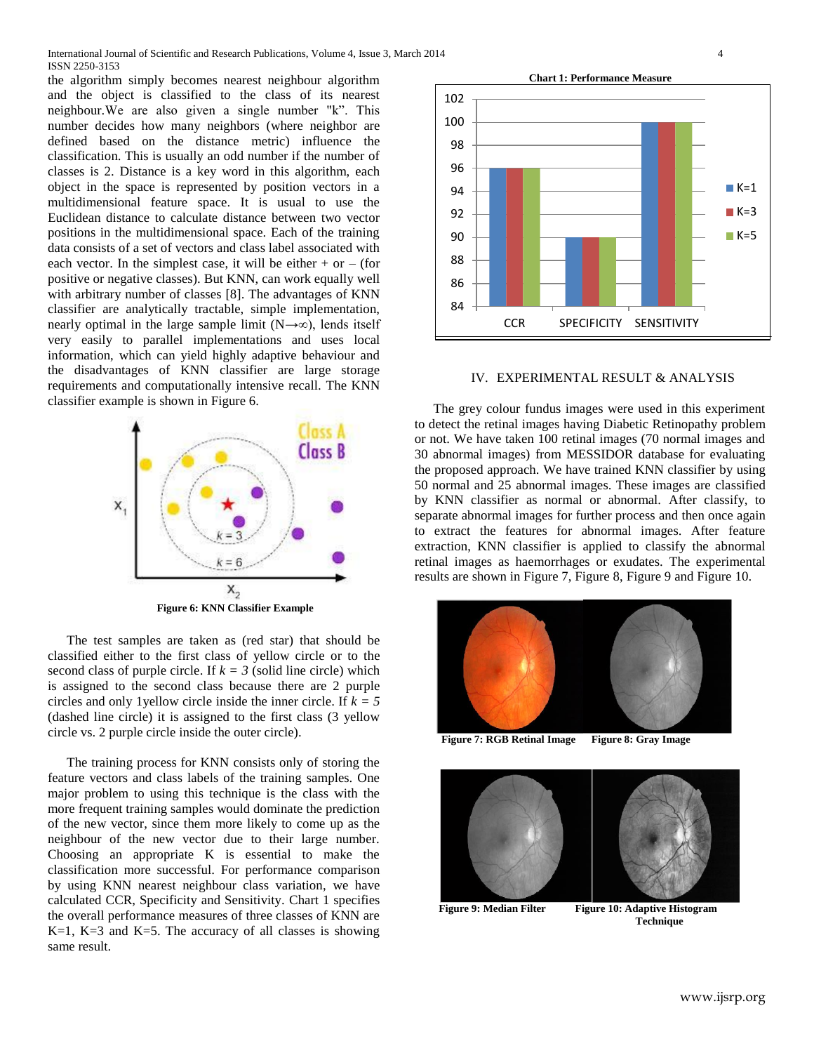the algorithm simply becomes nearest neighbour algorithm and the object is classified to the class of its nearest neighbour.We are also given a single number "k". This number decides how many neighbors (where neighbor are defined based on the distance metric) influence the classification. This is usually an odd number if the number of classes is 2. Distance is a key word in this algorithm, each object in the space is represented by position vectors in a multidimensional feature space. It is usual to use the Euclidean distance to calculate distance between two vector positions in the multidimensional space. Each of the training data consists of a set of vectors and class label associated with each vector. In the simplest case, it will be either + or – (for positive or negative classes). But KNN, can work equally well with arbitrary number of classes [8]. The advantages of KNN classifier are analytically tractable, simple implementation, nearly optimal in the large sample limit ($N \rightarrow \infty$), lends itself very easily to parallel implementations and uses local information, which can yield highly adaptive behaviour and the disadvantages of KNN classifier are large storage requirements and computationally intensive recall. The KNN classifier example is shown in Figure 6.

**Figure 6: KNN Classifier Example**

The test samples are taken as (red star) that should be classified either to the first class of yellow circle or to the second class of purple circle. If $k = 3$ (solid line circle) which is assigned to the second class because there are 2 purple circles and only 1yellow circle inside the inner circle. If $k = 5$ (dashed line circle) it is assigned to the first class (3 yellow circle vs. 2 purple circle inside the outer circle).

The training process for KNN consists only of storing the feature vectors and class labels of the training samples. One major problem to using this technique is the class with the more frequent training samples would dominate the prediction of the new vector, since them more likely to come up as the neighbour of the new vector due to their large number. Choosing an appropriate K is essential to make the classification more successful. For performance comparison by using KNN nearest neighbour class variation, we have calculated CCR, Specificity and Sensitivity. Chart 1 specifies the overall performance measures of three classes of KNN are K=1, K=3 and K=5. The accuracy of all classes is showing same result.

**Chart 1: Performance Measure**

| | K=1 | K=3 | K=5 |
|---|---|---|---|
| CCR | 96 | 96 | 96 |
| SPECIFICITY | 90 | 90 | 90 |
| SENSITIVITY | 100 | 100 | 100 |

## IV. EXPERIMENTAL RESULT & ANALYSIS

The grey colour fundus images were used in this experiment to detect the retinal images having Diabetic Retinopathy problem or not. We have taken 100 retinal images (70 normal images and 30 abnormal images) from MESSIDOR database for evaluating the proposed approach. We have trained KNN classifier by using 50 normal and 25 abnormal images. These images are classified by KNN classifier as normal or abnormal. After classify, to separate abnormal images for further process and then once again to extract the features for abnormal images. After feature extraction, KNN classifier is applied to classify the abnormal retinal images as haemorrhages or exudates. The experimental results are shown in Figure 7, Figure 8, Figure 9 and Figure 10.

**Figure 7: RGB Retinal Image** **Figure 8: Gray Image**

**Figure 9: Median Filter** **Figure 10: Adaptive Histogram Technique**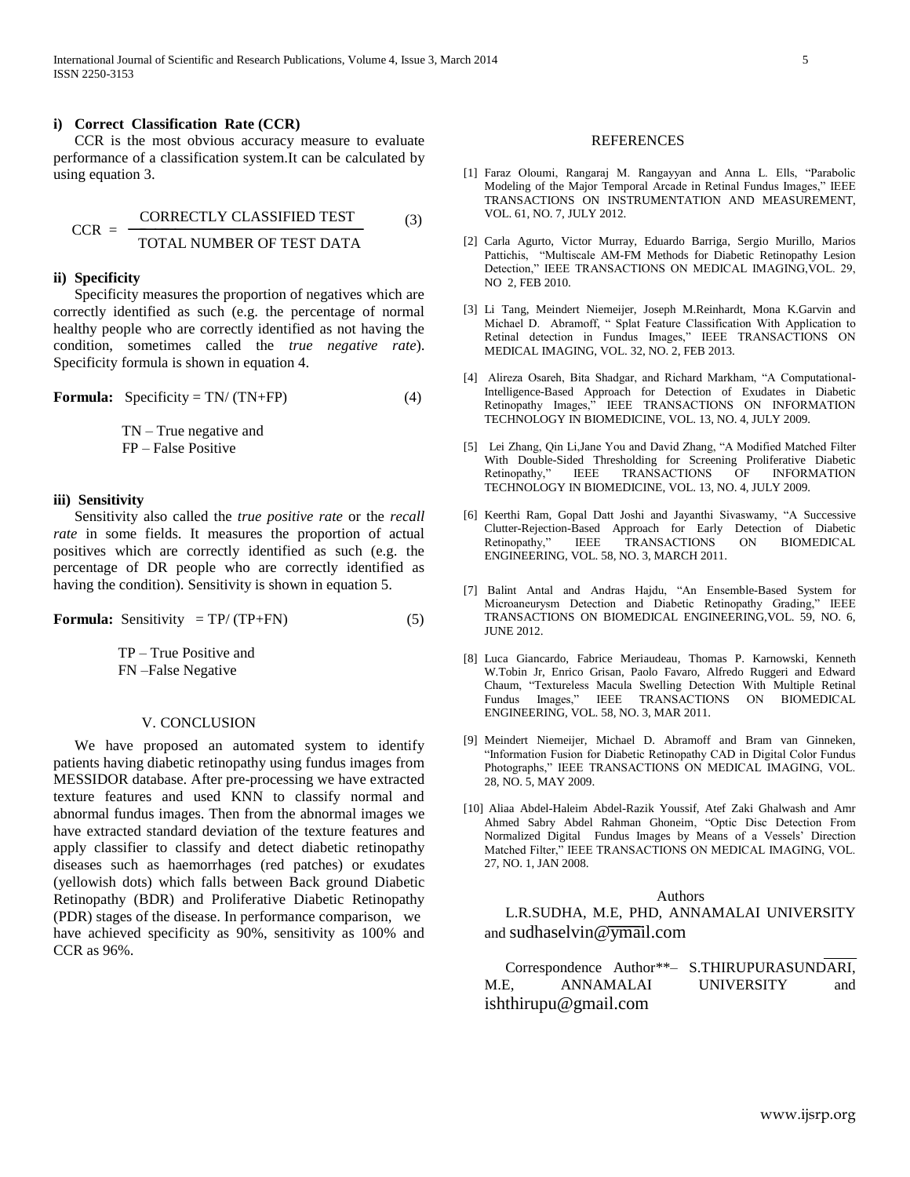**i) Correct Classification Rate (CCR)**

CCR is the most obvious accuracy measure to evaluate performance of a classification system.It can be calculated by using equation 3.

$$CCR = \frac{\text{CORRECTLY CLASSIFIED TEST}}{\text{TOTAL NUMBER OF TEST DATA}} \quad (3)$$

**ii) Specificity**

Specificity measures the proportion of negatives which are correctly identified as such (e.g. the percentage of normal healthy people who are correctly identified as not having the condition, sometimes called the *true negative rate*). Specificity formula is shown in equation 4.

**Formula:** Specificity = TN/ (TN+FP) (4)

TN – True negative and
FP – False Positive

**iii) Sensitivity**

Sensitivity also called the *true positive rate* or the *recall rate* in some fields. It measures the proportion of actual positives which are correctly identified as such (e.g. the percentage of DR people who are correctly identified as having the condition). Sensitivity is shown in equation 5.

**Formula:** Sensitivity = TP/ (TP+FN) (5)

TP – True Positive and
FN –False Negative

## V. CONCLUSION

We have proposed an automated system to identify patients having diabetic retinopathy using fundus images from MESSIDOR database. After pre-processing we have extracted texture features and used KNN to classify normal and abnormal fundus images. Then from the abnormal images we have extracted standard deviation of the texture features and apply classifier to classify and detect diabetic retinopathy diseases such as haemorrhages (red patches) or exudates (yellowish dots) which falls between Back ground Diabetic Retinopathy (BDR) and Proliferative Diabetic Retinopathy (PDR) stages of the disease. In performance comparison, we have achieved specificity as 90%, sensitivity as 100% and CCR as 96%.

## REFERENCES

[1] Faraz Oloumi, Rangaraj M. Rangayyan and Anna L. Ells, "Parabolic Modeling of the Major Temporal Arcade in Retinal Fundus Images," IEEE TRANSACTIONS ON INSTRUMENTATION AND MEASUREMENT, VOL. 61, NO. 7, JULY 2012.

[2] Carla Agurto, Victor Murray, Eduardo Barriga, Sergio Murillo, Marios Pattichis, "Multiscale AM-FM Methods for Diabetic Retinopathy Lesion Detection," IEEE TRANSACTIONS ON MEDICAL IMAGING,VOL. 29, NO 2, FEB 2010.

[3] Li Tang, Meindert Niemeijer, Joseph M.Reinhardt, Mona K.Garvin and Michael D. Abramoff, " Splat Feature Classification With Application to Retinal detection in Fundus Images," IEEE TRANSACTIONS ON MEDICAL IMAGING, VOL. 32, NO. 2, FEB 2013.

[4] Alireza Osareh, Bita Shadgar, and Richard Markham, "A Computational-Intelligence-Based Approach for Detection of Exudates in Diabetic Retinopathy Images," IEEE TRANSACTIONS ON INFORMATION TECHNOLOGY IN BIOMEDICINE, VOL. 13, NO. 4, JULY 2009.

[5] Lei Zhang, Qin Li,Jane You and David Zhang, "A Modified Matched Filter With Double-Sided Thresholding for Screening Proliferative Diabetic Retinopathy," IEEE TRANSACTIONS OF INFORMATION TECHNOLOGY IN BIOMEDICINE, VOL. 13, NO. 4, JULY 2009.

[6] Keerthi Ram, Gopal Datt Joshi and Jayanthi Sivaswamy, "A Successive Clutter-Rejection-Based Approach for Early Detection of Diabetic Retinopathy," IEEE TRANSACTIONS ON BIOMEDICAL ENGINEERING, VOL. 58, NO. 3, MARCH 2011.

[7] Balint Antal and Andras Hajdu, "An Ensemble-Based System for Microaneurysm Detection and Diabetic Retinopathy Grading," IEEE TRANSACTIONS ON BIOMEDICAL ENGINEERING,VOL. 59, NO. 6, JUNE 2012.

[8] Luca Giancardo, Fabrice Meriaudeau, Thomas P. Karnowski, Kenneth W.Tobin Jr, Enrico Grisan, Paolo Favaro, Alfredo Ruggeri and Edward Chaum, "Textureless Macula Swelling Detection With Multiple Retinal Fundus Images," IEEE TRANSACTIONS ON BIOMEDICAL ENGINEERING, VOL. 58, NO. 3, MAR 2011.

[9] Meindert Niemeijer, Michael D. Abramoff and Bram van Ginneken, "Information Fusion for Diabetic Retinopathy CAD in Digital Color Fundus Photographs," IEEE TRANSACTIONS ON MEDICAL IMAGING, VOL. 28, NO. 5, MAY 2009.

[10] Aliaa Abdel-Haleim Abdel-Razik Youssif, Atef Zaki Ghalwash and Amr Ahmed Sabry Abdel Rahman Ghoneim, "Optic Disc Detection From Normalized Digital Fundus Images by Means of a Vessels' Direction Matched Filter," IEEE TRANSACTIONS ON MEDICAL IMAGING, VOL. 27, NO. 1, JAN 2008.

Authors

L.R.SUDHA, M.E, PHD, ANNAMALAI UNIVERSITY and sudhaselvin@ymail.com

Correspondence Author**– S.THIRUPURASUNDARI, M.E, ANNAMALAI UNIVERSITY and ishthirupu@gmail.com